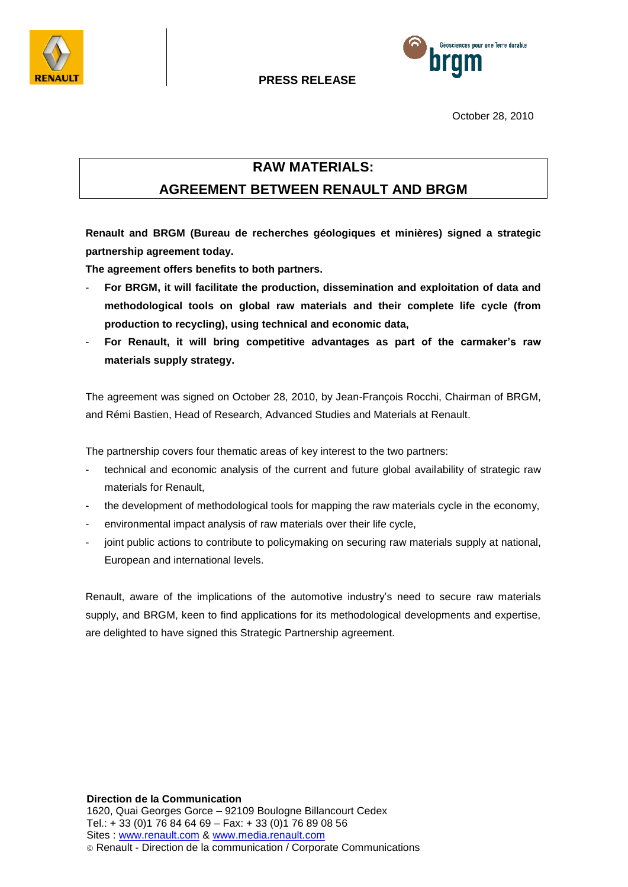PRESS RELEASE

October 28, 2010

# RAW MATERIALS: AGREEMENT BETWEEN RENAULT AND BRGM

**Renault and BRGM (Bureau de recherches géologiques et minières) signed a strategic partnership agreement today.**

**The agreement offers benefits to both partners.**

- **For BRGM, it will facilitate the production, dissemination and exploitation of data and methodological tools on global raw materials and their complete life cycle (from production to recycling), using technical and economic data,**
- **For Renault, it will bring competitive advantages as part of the carmaker's raw materials supply strategy.**

The agreement was signed on October 28, 2010, by Jean-François Rocchi, Chairman of BRGM, and Rémi Bastien, Head of Research, Advanced Studies and Materials at Renault.

The partnership covers four thematic areas of key interest to the two partners:

- technical and economic analysis of the current and future global availability of strategic raw materials for Renault,
- the development of methodological tools for mapping the raw materials cycle in the economy,
- environmental impact analysis of raw materials over their life cycle,
- joint public actions to contribute to policymaking on securing raw materials supply at national, European and international levels.

Renault, aware of the implications of the automotive industry's need to secure raw materials supply, and BRGM, keen to find applications for its methodological developments and expertise, are delighted to have signed this Strategic Partnership agreement.

**Direction de la Communication**
1620, Quai Georges Gorce – 92109 Boulogne Billancourt Cedex
Tel.: + 33 (0)1 76 84 64 69 – Fax: + 33 (0)1 76 89 08 56
Sites : www.renault.com & www.media.renault.com
© Renault - Direction de la communication / Corporate Communications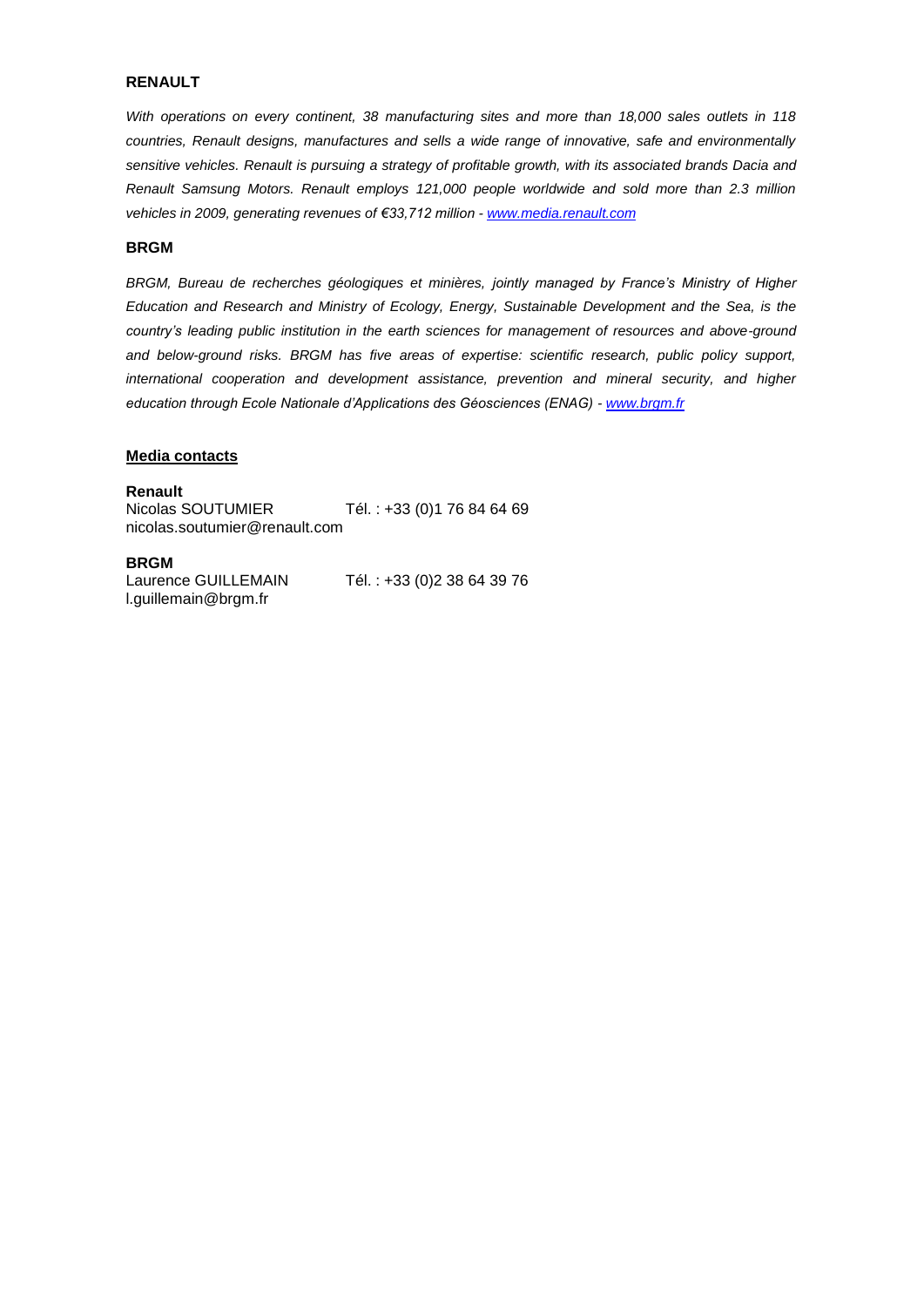**RENAULT**

*With operations on every continent, 38 manufacturing sites and more than 18,000 sales outlets in 118 countries, Renault designs, manufactures and sells a wide range of innovative, safe and environmentally sensitive vehicles. Renault is pursuing a strategy of profitable growth, with its associated brands Dacia and Renault Samsung Motors. Renault employs 121,000 people worldwide and sold more than 2.3 million vehicles in 2009, generating revenues of €33,712 million - [www.media.renault.com](http://www.media.renault.com)*

**BRGM**

*BRGM, Bureau de recherches géologiques et minières, jointly managed by France's Ministry of Higher Education and Research and Ministry of Ecology, Energy, Sustainable Development and the Sea, is the country's leading public institution in the earth sciences for management of resources and above-ground and below-ground risks. BRGM has five areas of expertise: scientific research, public policy support, international cooperation and development assistance, prevention and mineral security, and higher education through Ecole Nationale d'Applications des Géosciences (ENAG) - [www.brgm.fr](http://www.brgm.fr)*

**<u>Media contacts</u>**

**Renault**
Nicolas SOUTUMIER Tél. : +33 (0)1 76 84 64 69
nicolas.soutumier@renault.com

**BRGM**
Laurence GUILLEMAIN Tél. : +33 (0)2 38 64 39 76
l.guillemain@brgm.fr